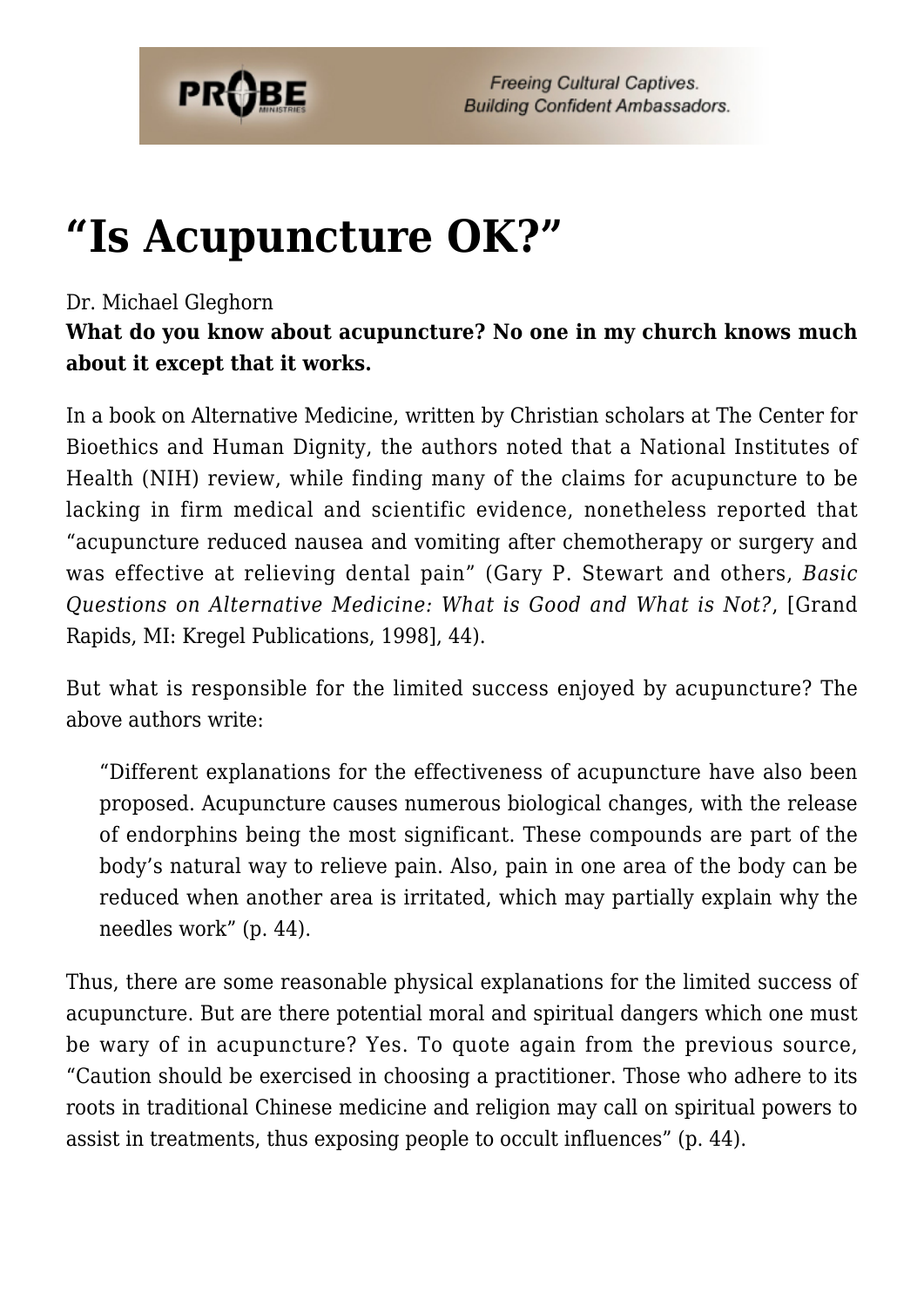# “Is Acupuncture OK?”

Dr. Michael Gleghorn

**What do you know about acupuncture? No one in my church knows much about it except that it works.**

In a book on Alternative Medicine, written by Christian scholars at The Center for Bioethics and Human Dignity, the authors noted that a National Institutes of Health (NIH) review, while finding many of the claims for acupuncture to be lacking in firm medical and scientific evidence, nonetheless reported that “acupuncture reduced nausea and vomiting after chemotherapy or surgery and was effective at relieving dental pain” (Gary P. Stewart and others, *Basic Questions on Alternative Medicine: What is Good and What is Not?*, [Grand Rapids, MI: Kregel Publications, 1998], 44).

But what is responsible for the limited success enjoyed by acupuncture? The above authors write:

> “Different explanations for the effectiveness of acupuncture have also been proposed. Acupuncture causes numerous biological changes, with the release of endorphins being the most significant. These compounds are part of the body’s natural way to relieve pain. Also, pain in one area of the body can be reduced when another area is irritated, which may partially explain why the needles work” (p. 44).

Thus, there are some reasonable physical explanations for the limited success of acupuncture. But are there potential moral and spiritual dangers which one must be wary of in acupuncture? Yes. To quote again from the previous source, “Caution should be exercised in choosing a practitioner. Those who adhere to its roots in traditional Chinese medicine and religion may call on spiritual powers to assist in treatments, thus exposing people to occult influences” (p. 44).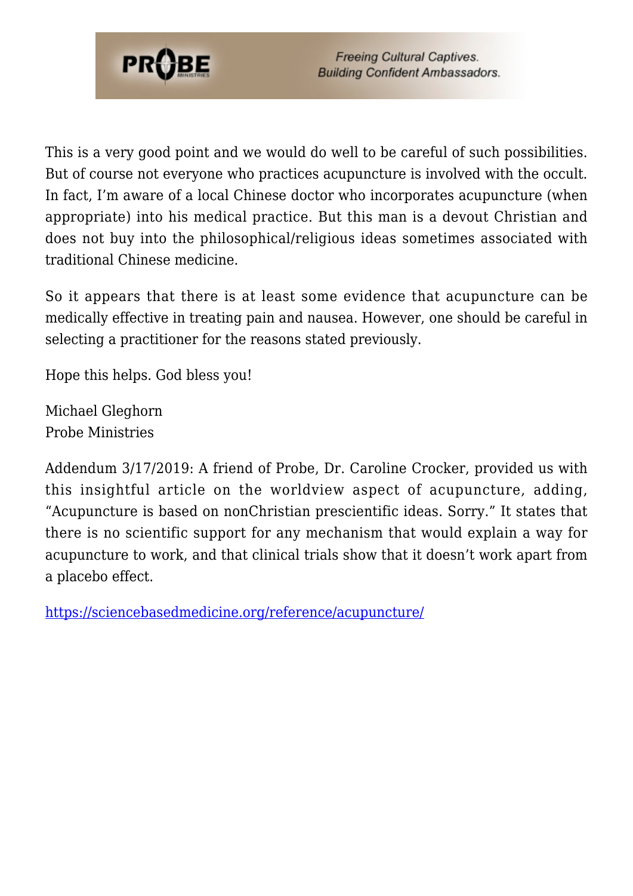This is a very good point and we would do well to be careful of such possibilities. But of course not everyone who practices acupuncture is involved with the occult. In fact, I'm aware of a local Chinese doctor who incorporates acupuncture (when appropriate) into his medical practice. But this man is a devout Christian and does not buy into the philosophical/religious ideas sometimes associated with traditional Chinese medicine.

So it appears that there is at least some evidence that acupuncture can be medically effective in treating pain and nausea. However, one should be careful in selecting a practitioner for the reasons stated previously.

Hope this helps. God bless you!

Michael Gleghorn
Probe Ministries

Addendum 3/17/2019: A friend of Probe, Dr. Caroline Crocker, provided us with this insightful article on the worldview aspect of acupuncture, adding, "Acupuncture is based on nonChristian prescientific ideas. Sorry." It states that there is no scientific support for any mechanism that would explain a way for acupuncture to work, and that clinical trials show that it doesn't work apart from a placebo effect.

https://sciencebasedmedicine.org/reference/acupuncture/